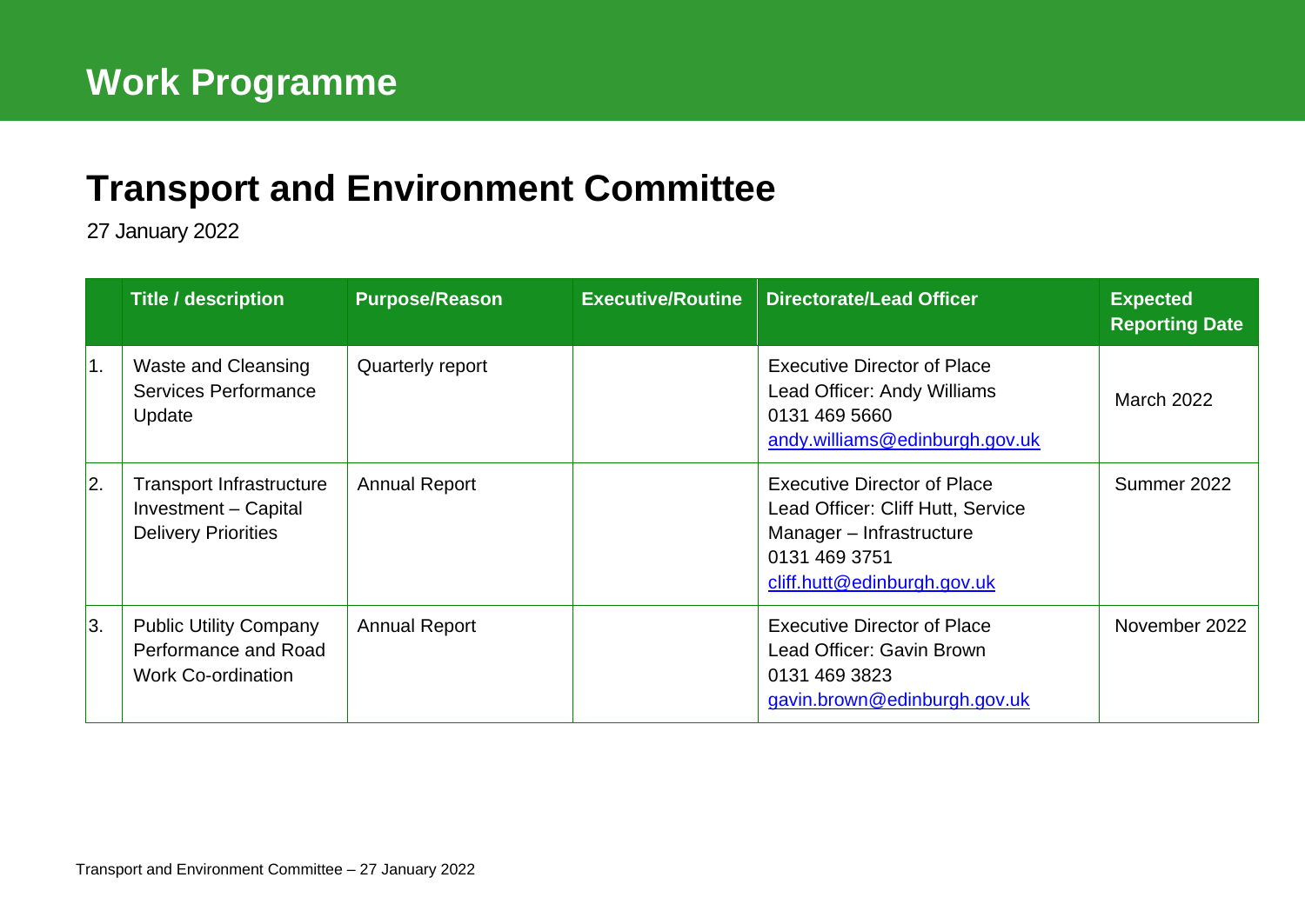# Work Programme

## Transport and Environment Committee

27 January 2022

| | Title / description | Purpose/Reason | Executive/Routine | Directorate/Lead Officer | Expected Reporting Date |
|---|---|---|---|---|---|
| 1. | Waste and Cleansing Services Performance Update | Quarterly report | | Executive Director of Place<br>Lead Officer: Andy Williams<br>0131 469 5660<br>andy.williams@edinburgh.gov.uk | March 2022 |
| 2. | Transport Infrastructure Investment – Capital Delivery Priorities | Annual Report | | Executive Director of Place<br>Lead Officer: Cliff Hutt, Service Manager – Infrastructure<br>0131 469 3751<br>cliff.hutt@edinburgh.gov.uk | Summer 2022 |
| 3. | Public Utility Company Performance and Road Work Co-ordination | Annual Report | | Executive Director of Place<br>Lead Officer: Gavin Brown<br>0131 469 3823<br>gavin.brown@edinburgh.gov.uk | November 2022 |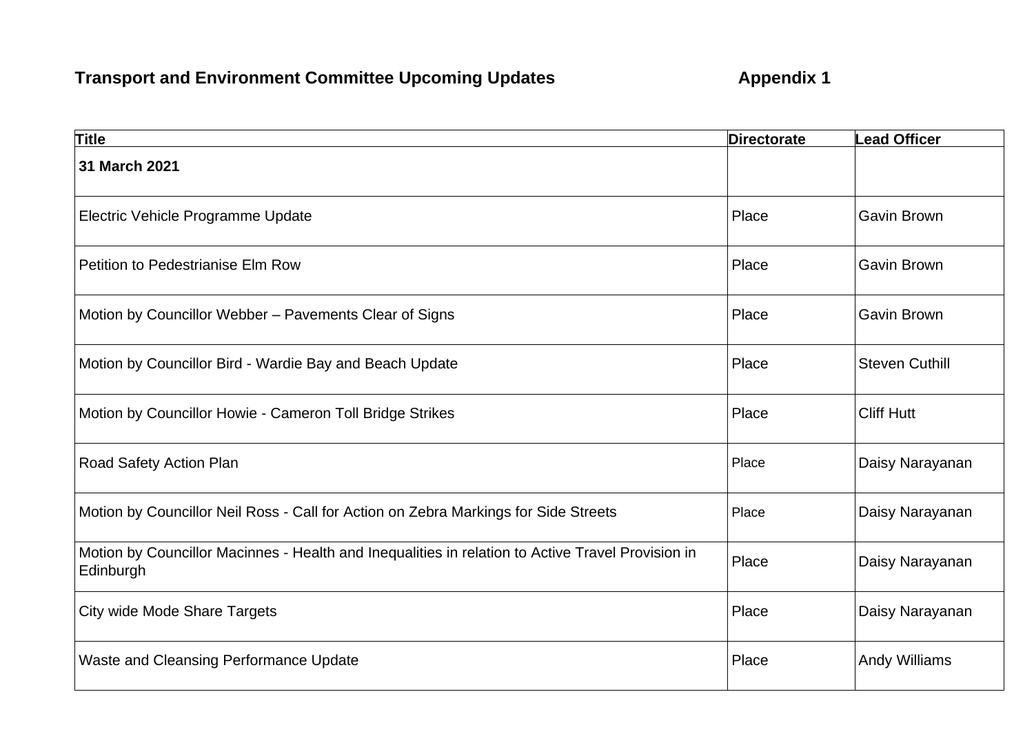## Transport and Environment Committee Upcoming Updates

**Appendix 1**

| Title | Directorate | Lead Officer |
|---|---|---|
| **31 March 2021** | | |
| Electric Vehicle Programme Update | Place | Gavin Brown |
| Petition to Pedestrianise Elm Row | Place | Gavin Brown |
| Motion by Councillor Webber – Pavements Clear of Signs | Place | Gavin Brown |
| Motion by Councillor Bird - Wardie Bay and Beach Update | Place | Steven Cuthill |
| Motion by Councillor Howie - Cameron Toll Bridge Strikes | Place | Cliff Hutt |
| Road Safety Action Plan | Place | Daisy Narayanan |
| Motion by Councillor Neil Ross - Call for Action on Zebra Markings for Side Streets | Place | Daisy Narayanan |
| Motion by Councillor Macinnes - Health and Inequalities in relation to Active Travel Provision in Edinburgh | Place | Daisy Narayanan |
| City wide Mode Share Targets | Place | Daisy Narayanan |
| Waste and Cleansing Performance Update | Place | Andy Williams |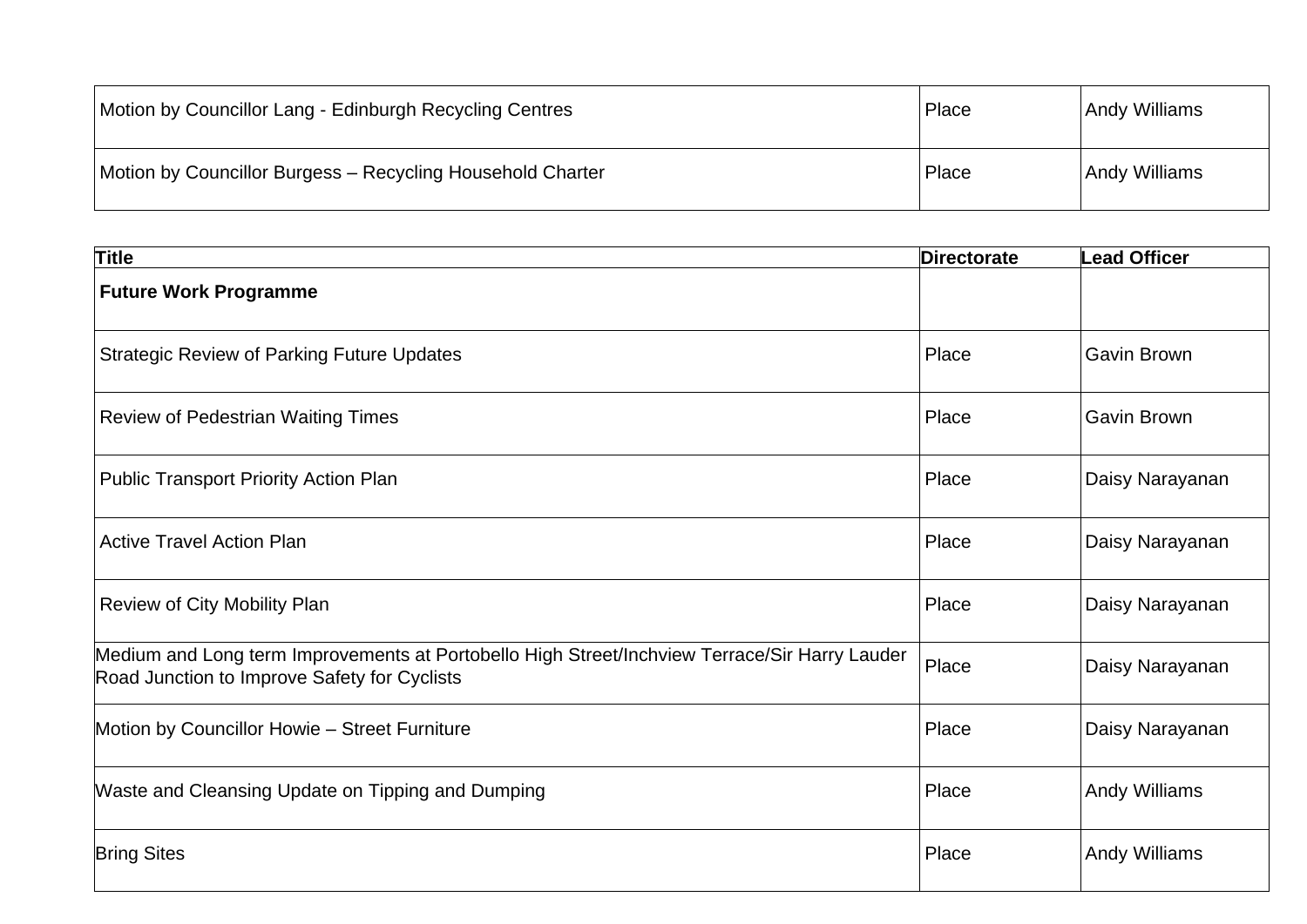| | | |
|---|---|---|
| Motion by Councillor Lang - Edinburgh Recycling Centres | Place | Andy Williams |
| Motion by Councillor Burgess – Recycling Household Charter | Place | Andy Williams |

| Title | Directorate | Lead Officer |
|---|---|---|
| **Future Work Programme** | | |
| Strategic Review of Parking Future Updates | Place | Gavin Brown |
| Review of Pedestrian Waiting Times | Place | Gavin Brown |
| Public Transport Priority Action Plan | Place | Daisy Narayanan |
| Active Travel Action Plan | Place | Daisy Narayanan |
| Review of City Mobility Plan | Place | Daisy Narayanan |
| Medium and Long term Improvements at Portobello High Street/Inchview Terrace/Sir Harry Lauder Road Junction to Improve Safety for Cyclists | Place | Daisy Narayanan |
| Motion by Councillor Howie – Street Furniture | Place | Daisy Narayanan |
| Waste and Cleansing Update on Tipping and Dumping | Place | Andy Williams |
| Bring Sites | Place | Andy Williams |